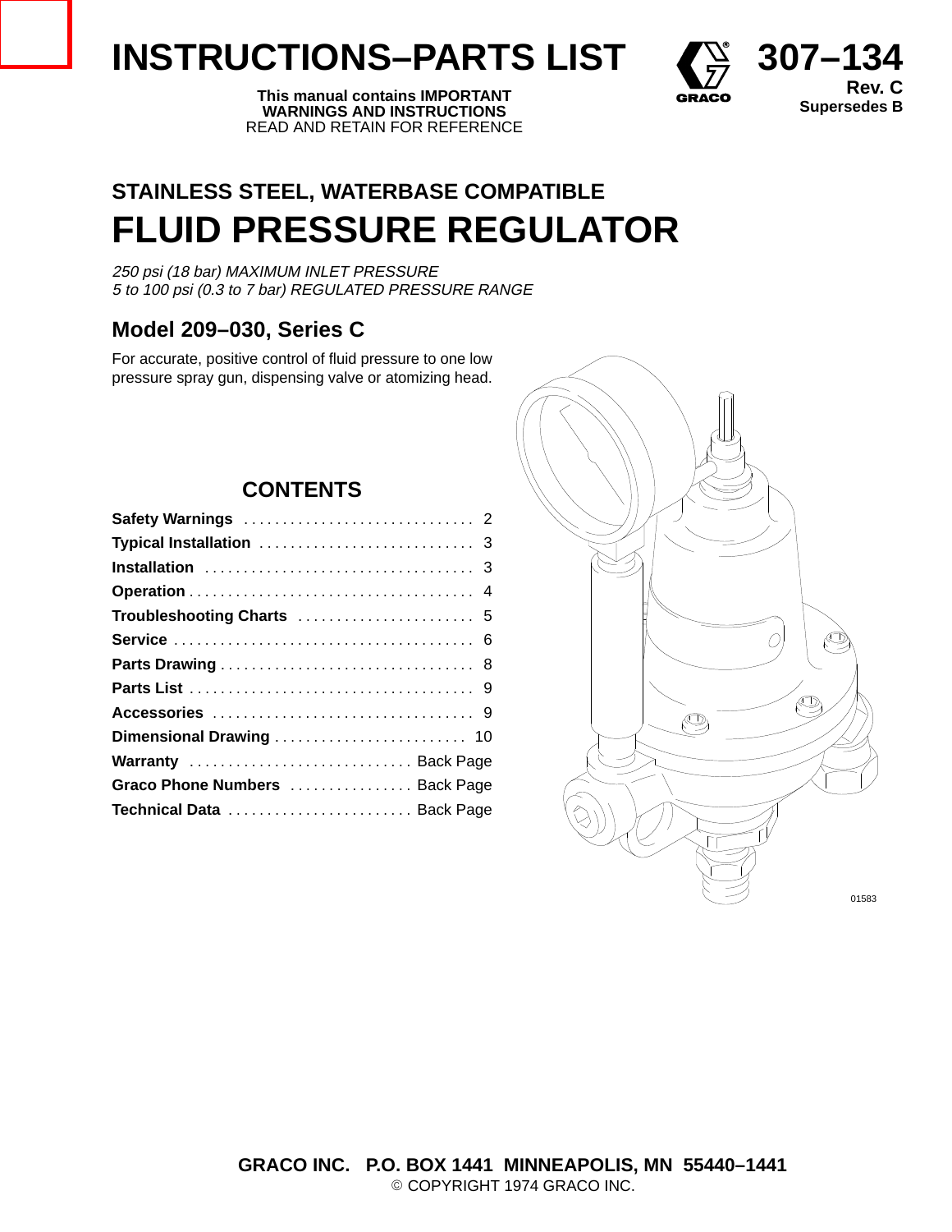# INSTRUCTIONS–PARTS LIST

**This manual contains IMPORTANT WARNINGS AND INSTRUCTIONS**
READ AND RETAIN FOR REFERENCE

**307–134**
**Rev. C**
**Supersedes B**

## STAINLESS STEEL, WATERBASE COMPATIBLE

# FLUID PRESSURE REGULATOR

*250 psi (18 bar) MAXIMUM INLET PRESSURE*
*5 to 100 psi (0.3 to 7 bar) REGULATED PRESSURE RANGE*

## Model 209–030, Series C

For accurate, positive control of fluid pressure to one low pressure spray gun, dispensing valve or atomizing head.

01583

## CONTENTS

| | |
|---|---|
| **Safety Warnings** | 2 |
| **Typical Installation** | 3 |
| **Installation** | 3 |
| **Operation** | 4 |
| **Troubleshooting Charts** | 5 |
| **Service** | 6 |
| **Parts Drawing** | 8 |
| **Parts List** | 9 |
| **Accessories** | 9 |
| **Dimensional Drawing** | 10 |
| **Warranty** | Back Page |
| **Graco Phone Numbers** | Back Page |
| **Technical Data** | Back Page |

**GRACO INC. P.O. BOX 1441 MINNEAPOLIS, MN 55440–1441**
© COPYRIGHT 1974 GRACO INC.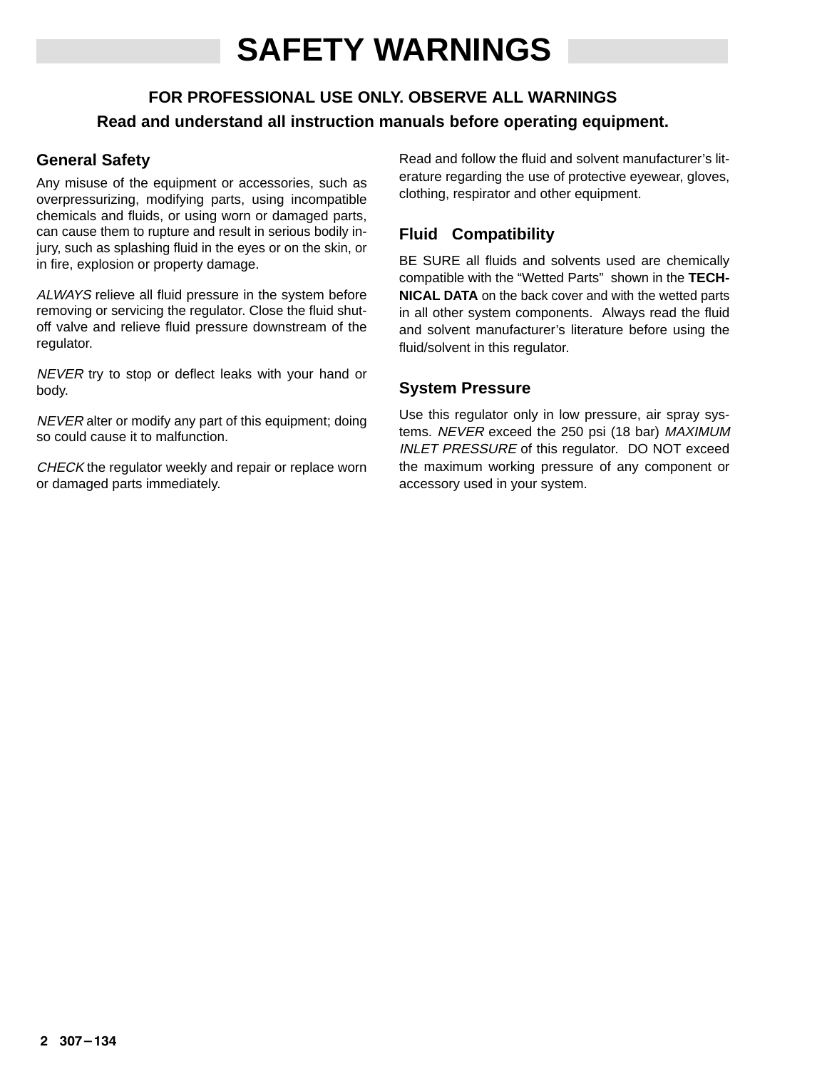# SAFETY WARNINGS

**FOR PROFESSIONAL USE ONLY. OBSERVE ALL WARNINGS**

**Read and understand all instruction manuals before operating equipment.**

## General Safety

Any misuse of the equipment or accessories, such as overpressurizing, modifying parts, using incompatible chemicals and fluids, or using worn or damaged parts, can cause them to rupture and result in serious bodily injury, such as splashing fluid in the eyes or on the skin, or in fire, explosion or property damage.

*ALWAYS* relieve all fluid pressure in the system before removing or servicing the regulator. Close the fluid shut-off valve and relieve fluid pressure downstream of the regulator.

*NEVER* try to stop or deflect leaks with your hand or body.

*NEVER* alter or modify any part of this equipment; doing so could cause it to malfunction.

*CHECK* the regulator weekly and repair or replace worn or damaged parts immediately.

Read and follow the fluid and solvent manufacturer's literature regarding the use of protective eyewear, gloves, clothing, respirator and other equipment.

## Fluid Compatibility

BE SURE all fluids and solvents used are chemically compatible with the "Wetted Parts" shown in the **TECHNICAL DATA** on the back cover and with the wetted parts in all other system components. Always read the fluid and solvent manufacturer's literature before using the fluid/solvent in this regulator.

## System Pressure

Use this regulator only in low pressure, air spray systems. *NEVER* exceed the 250 psi (18 bar) *MAXIMUM INLET PRESSURE* of this regulator. DO NOT exceed the maximum working pressure of any component or accessory used in your system.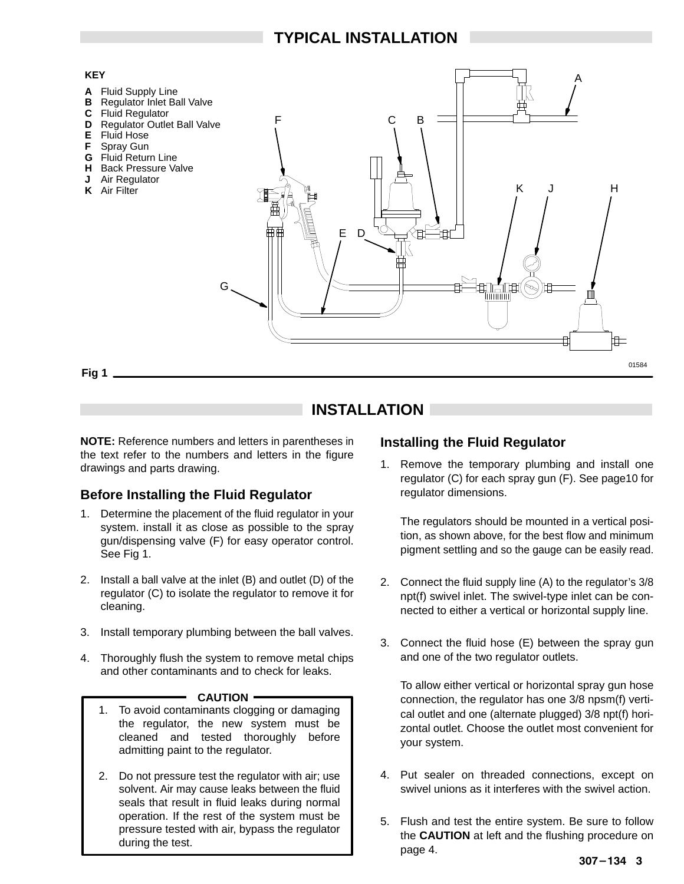## TYPICAL INSTALLATION

**KEY**

- **A** Fluid Supply Line
- **B** Regulator Inlet Ball Valve
- **C** Fluid Regulator
- **D** Regulator Outlet Ball Valve
- **E** Fluid Hose
- **F** Spray Gun
- **G** Fluid Return Line
- **H** Back Pressure Valve
- **J** Air Regulator
- **K** Air Filter

Fig 1

## INSTALLATION

**NOTE:** Reference numbers and letters in parentheses in the text refer to the numbers and letters in the figure drawings and parts drawing.

### Before Installing the Fluid Regulator

1. Determine the placement of the fluid regulator in your system. install it as close as possible to the spray gun/dispensing valve (F) for easy operator control. See Fig 1.
2. Install a ball valve at the inlet (B) and outlet (D) of the regulator (C) to isolate the regulator to remove it for cleaning.
3. Install temporary plumbing between the ball valves.
4. Thoroughly flush the system to remove metal chips and other contaminants and to check for leaks.

**CAUTION**

1. To avoid contaminants clogging or damaging the regulator, the new system must be cleaned and tested thoroughly before admitting paint to the regulator.
2. Do not pressure test the regulator with air; use solvent. Air may cause leaks between the fluid seals that result in fluid leaks during normal operation. If the rest of the system must be pressure tested with air, bypass the regulator during the test.

### Installing the Fluid Regulator

1. Remove the temporary plumbing and install one regulator (C) for each spray gun (F). See page10 for regulator dimensions.

   The regulators should be mounted in a vertical position, as shown above, for the best flow and minimum pigment settling and so the gauge can be easily read.

2. Connect the fluid supply line (A) to the regulator's 3/8 npt(f) swivel inlet. The swivel-type inlet can be connected to either a vertical or horizontal supply line.
3. Connect the fluid hose (E) between the spray gun and one of the two regulator outlets.

   To allow either vertical or horizontal spray gun hose connection, the regulator has one 3/8 npsm(f) vertical outlet and one (alternate plugged) 3/8 npt(f) horizontal outlet. Choose the outlet most convenient for your system.

4. Put sealer on threaded connections, except on swivel unions as it interferes with the swivel action.
5. Flush and test the entire system. Be sure to follow the **CAUTION** at left and the flushing procedure on page 4.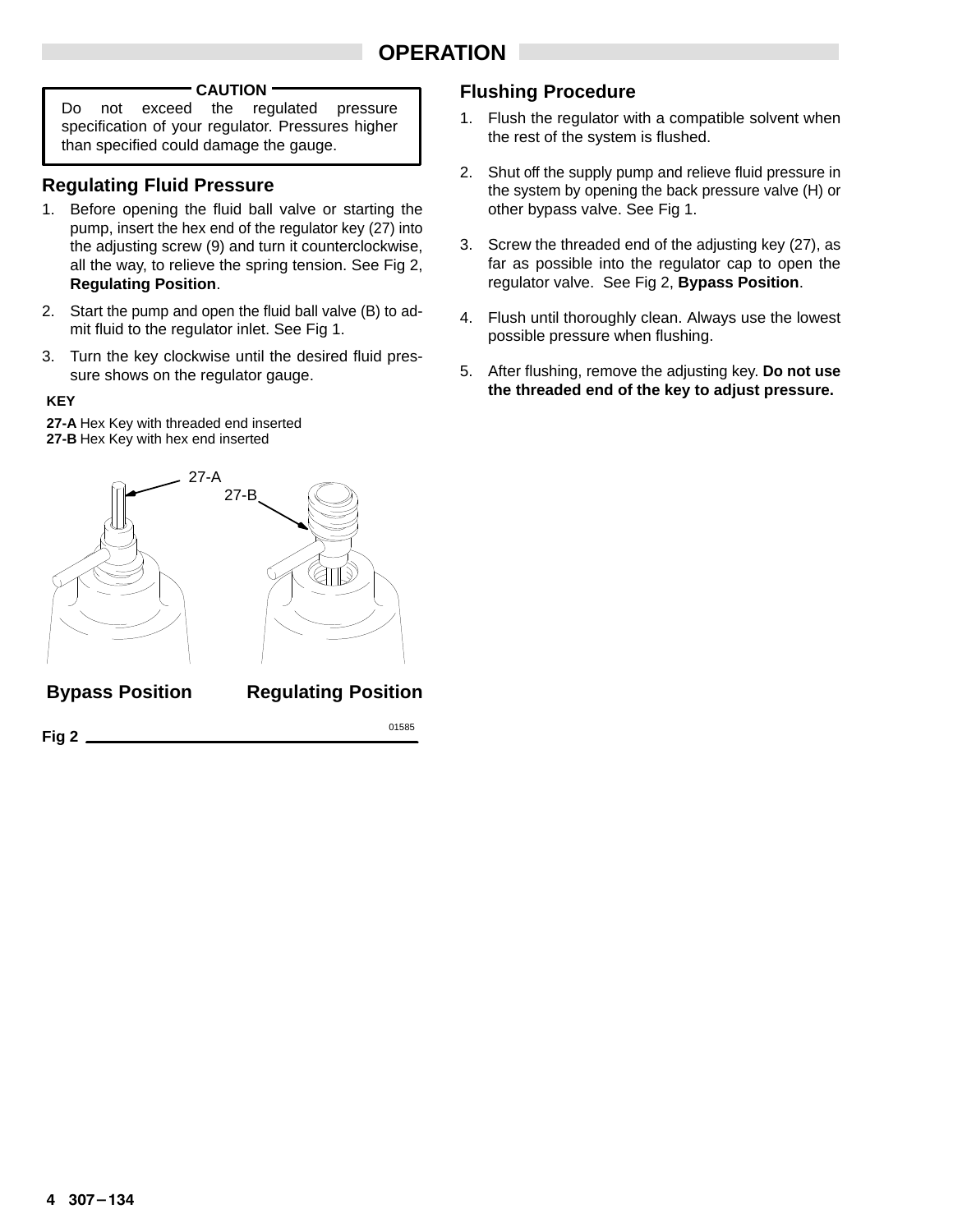# OPERATION

**CAUTION**

Do not exceed the regulated pressure specification of your regulator. Pressures higher than specified could damage the gauge.

## Regulating Fluid Pressure

1. Before opening the fluid ball valve or starting the pump, insert the hex end of the regulator key (27) into the adjusting screw (9) and turn it counterclockwise, all the way, to relieve the spring tension. See Fig 2, **Regulating Position**.
2. Start the pump and open the fluid ball valve (B) to admit fluid to the regulator inlet. See Fig 1.
3. Turn the key clockwise until the desired fluid pressure shows on the regulator gauge.

**KEY**

**27-A** Hex Key with threaded end inserted
**27-B** Hex Key with hex end inserted

27-A
27-B

**Bypass Position** **Regulating Position**

01585

**Fig 2**

## Flushing Procedure

1. Flush the regulator with a compatible solvent when the rest of the system is flushed.
2. Shut off the supply pump and relieve fluid pressure in the system by opening the back pressure valve (H) or other bypass valve. See Fig 1.
3. Screw the threaded end of the adjusting key (27), as far as possible into the regulator cap to open the regulator valve. See Fig 2, **Bypass Position**.
4. Flush until thoroughly clean. Always use the lowest possible pressure when flushing.
5. After flushing, remove the adjusting key. **Do not use the threaded end of the key to adjust pressure.**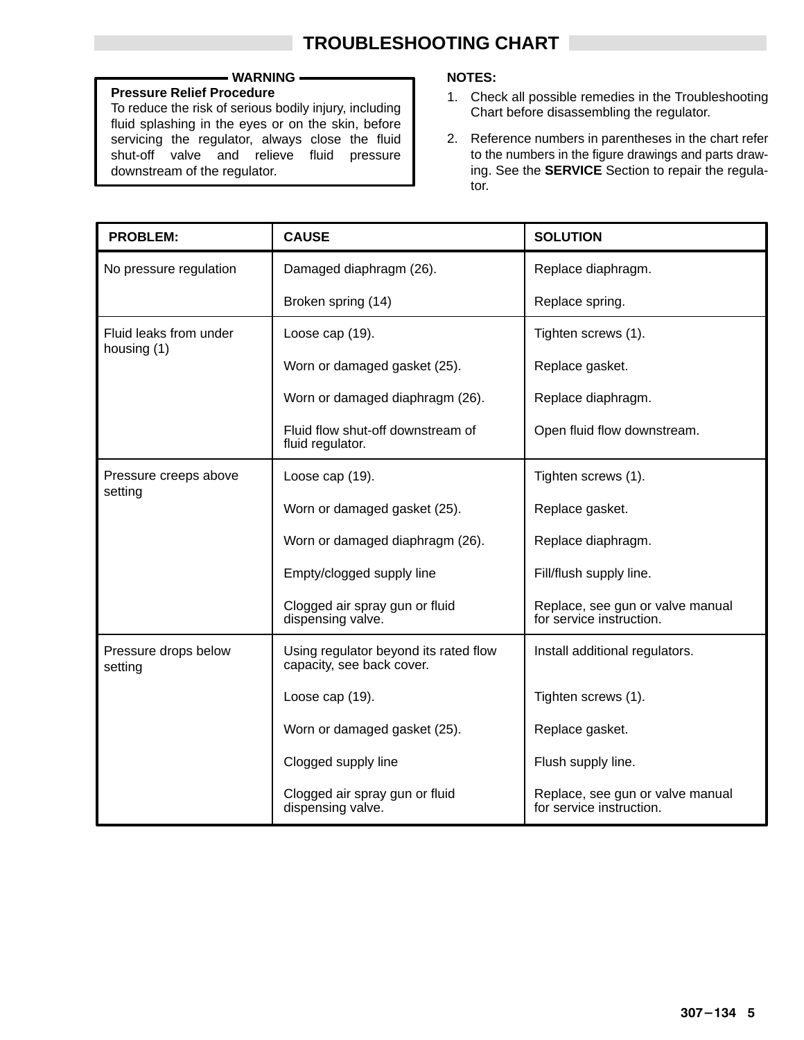# TROUBLESHOOTING CHART

**WARNING**

**Pressure Relief Procedure**

To reduce the risk of serious bodily injury, including fluid splashing in the eyes or on the skin, before servicing the regulator, always close the fluid shut-off valve and relieve fluid pressure downstream of the regulator.

**NOTES:**

1. Check all possible remedies in the Troubleshooting Chart before disassembling the regulator.
2. Reference numbers in parentheses in the chart refer to the numbers in the figure drawings and parts drawing. See the **SERVICE** Section to repair the regulator.

| PROBLEM: | CAUSE | SOLUTION |
|---|---|---|
| No pressure regulation | Damaged diaphragm (26). | Replace diaphragm. |
| | Broken spring (14) | Replace spring. |
| Fluid leaks from under housing (1) | Loose cap (19). | Tighten screws (1). |
| | Worn or damaged gasket (25). | Replace gasket. |
| | Worn or damaged diaphragm (26). | Replace diaphragm. |
| | Fluid flow shut-off downstream of fluid regulator. | Open fluid flow downstream. |
| Pressure creeps above setting | Loose cap (19). | Tighten screws (1). |
| | Worn or damaged gasket (25). | Replace gasket. |
| | Worn or damaged diaphragm (26). | Replace diaphragm. |
| | Empty/clogged supply line | Fill/flush supply line. |
| | Clogged air spray gun or fluid dispensing valve. | Replace, see gun or valve manual for service instruction. |
| Pressure drops below setting | Using regulator beyond its rated flow capacity, see back cover. | Install additional regulators. |
| | Loose cap (19). | Tighten screws (1). |
| | Worn or damaged gasket (25). | Replace gasket. |
| | Clogged supply line | Flush supply line. |
| | Clogged air spray gun or fluid dispensing valve. | Replace, see gun or valve manual for service instruction. |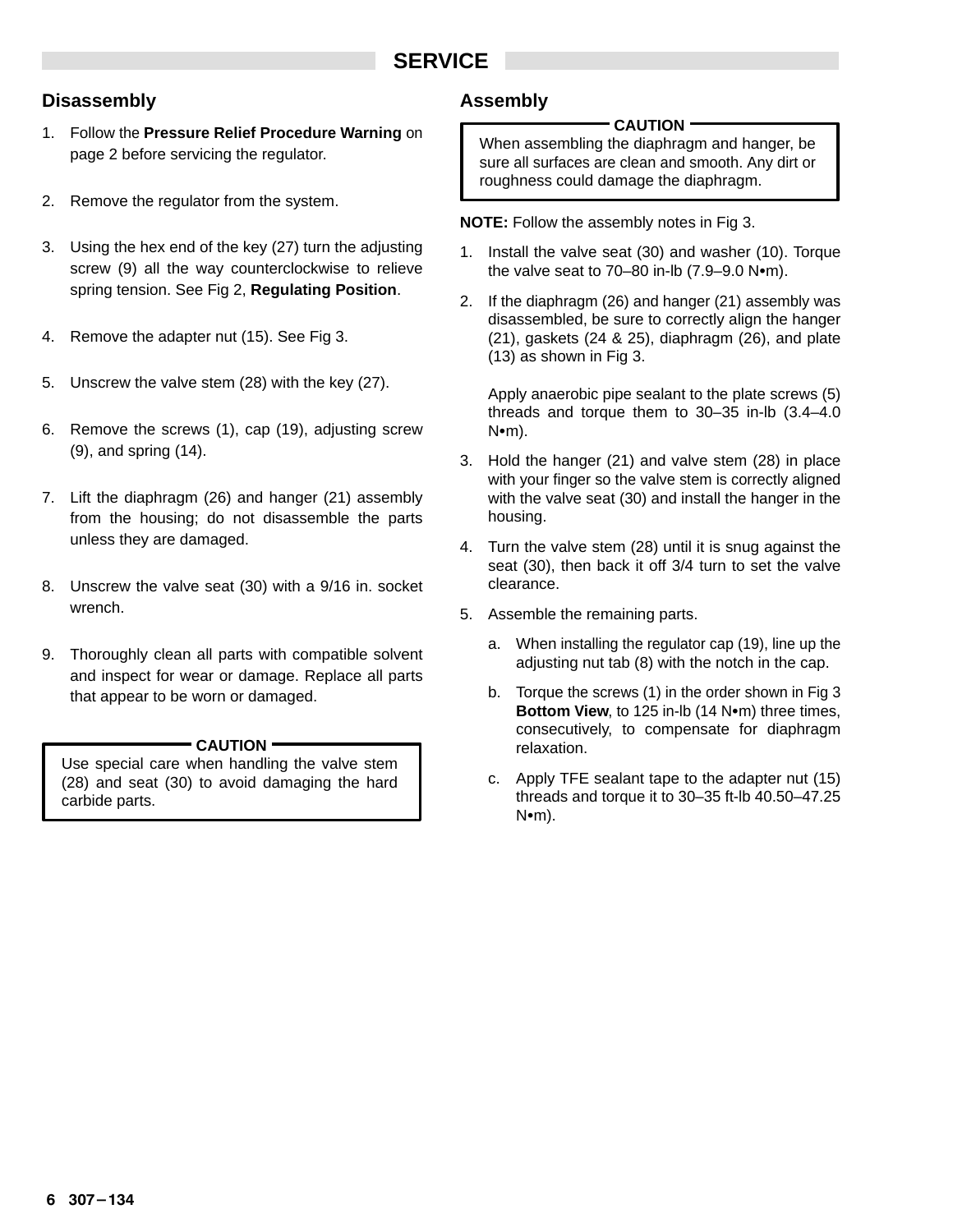## SERVICE

### Disassembly

1. Follow the **Pressure Relief Procedure Warning** on page 2 before servicing the regulator.
2. Remove the regulator from the system.
3. Using the hex end of the key (27) turn the adjusting screw (9) all the way counterclockwise to relieve spring tension. See Fig 2, **Regulating Position**.
4. Remove the adapter nut (15). See Fig 3.
5. Unscrew the valve stem (28) with the key (27).
6. Remove the screws (1), cap (19), adjusting screw (9), and spring (14).
7. Lift the diaphragm (26) and hanger (21) assembly from the housing; do not disassemble the parts unless they are damaged.
8. Unscrew the valve seat (30) with a 9/16 in. socket wrench.
9. Thoroughly clean all parts with compatible solvent and inspect for wear or damage. Replace all parts that appear to be worn or damaged.

**CAUTION**

Use special care when handling the valve stem (28) and seat (30) to avoid damaging the hard carbide parts.

### Assembly

**CAUTION**

When assembling the diaphragm and hanger, be sure all surfaces are clean and smooth. Any dirt or roughness could damage the diaphragm.

**NOTE:** Follow the assembly notes in Fig 3.

1. Install the valve seat (30) and washer (10). Torque the valve seat to 70–80 in-lb (7.9–9.0 N•m).
2. If the diaphragm (26) and hanger (21) assembly was disassembled, be sure to correctly align the hanger (21), gaskets (24 & 25), diaphragm (26), and plate (13) as shown in Fig 3.

   Apply anaerobic pipe sealant to the plate screws (5) threads and torque them to 30–35 in-lb (3.4–4.0 N•m).
3. Hold the hanger (21) and valve stem (28) in place with your finger so the valve stem is correctly aligned with the valve seat (30) and install the hanger in the housing.
4. Turn the valve stem (28) until it is snug against the seat (30), then back it off 3/4 turn to set the valve clearance.
5. Assemble the remaining parts.
   a. When installing the regulator cap (19), line up the adjusting nut tab (8) with the notch in the cap.
   b. Torque the screws (1) in the order shown in Fig 3 **Bottom View**, to 125 in-lb (14 N•m) three times, consecutively, to compensate for diaphragm relaxation.
   c. Apply TFE sealant tape to the adapter nut (15) threads and torque it to 30–35 ft-lb 40.50–47.25 N•m).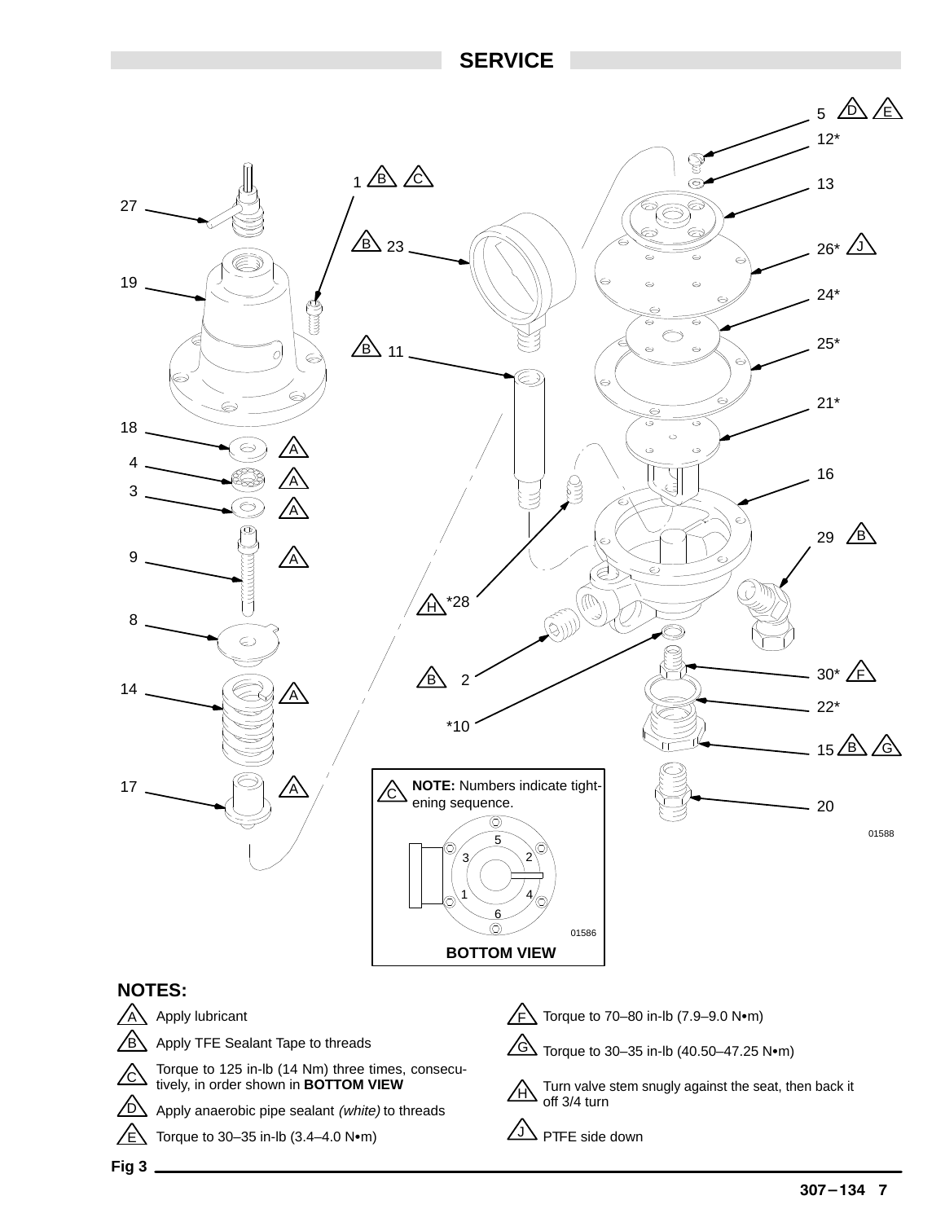## SERVICE

NOTES:

A — Apply lubricant

B — Apply TFE Sealant Tape to threads

C — Torque to 125 in-lb (14 Nm) three times, consecutively, in order shown in **BOTTOM VIEW**

D — Apply anaerobic pipe sealant *(white)* to threads

E — Torque to 30–35 in-lb (3.4–4.0 N•m)

F — Torque to 70–80 in-lb (7.9–9.0 N•m)

G — Torque to 30–35 in-lb (40.50–47.25 N•m)

H — Turn valve stem snugly against the seat, then back it off 3/4 turn

J — PTFE side down

C — **NOTE:** Numbers indicate tightening sequence.

**BOTTOM VIEW**

Fig 3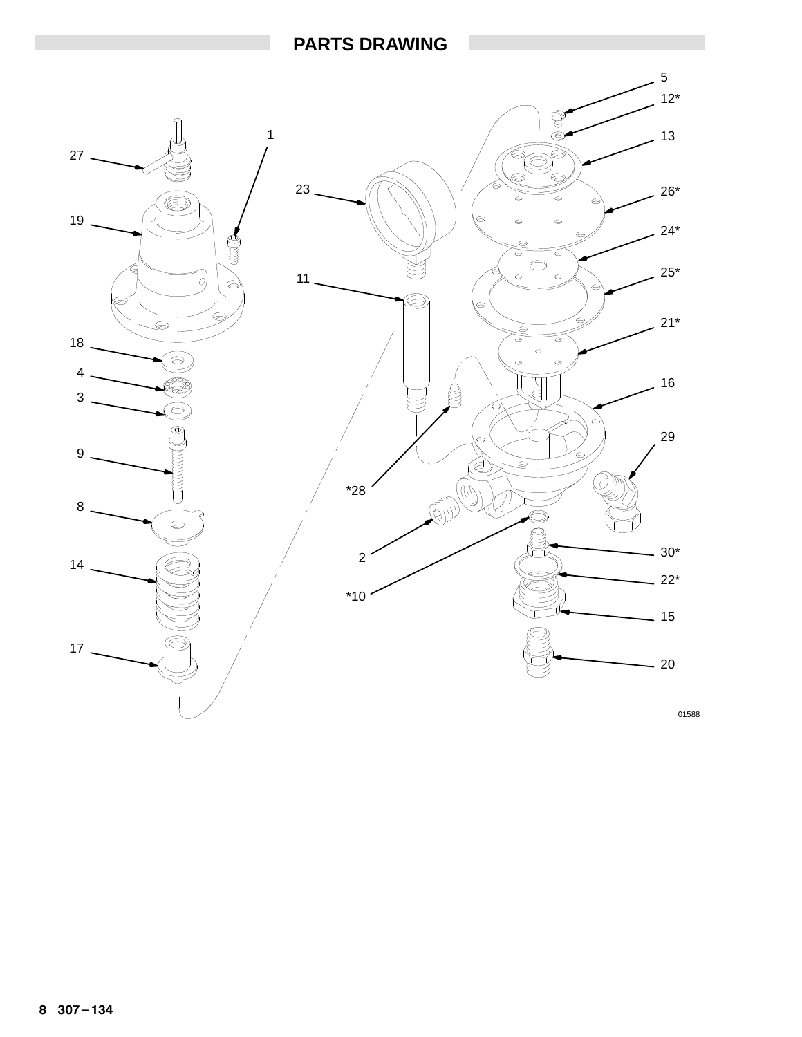## PARTS DRAWING

5

12*

1

27

13

23

26*

19

24*

25*

11

21*

18

4

16

3

29

9

*28

8

30*

2

14

22*

*10

15

17

20

01588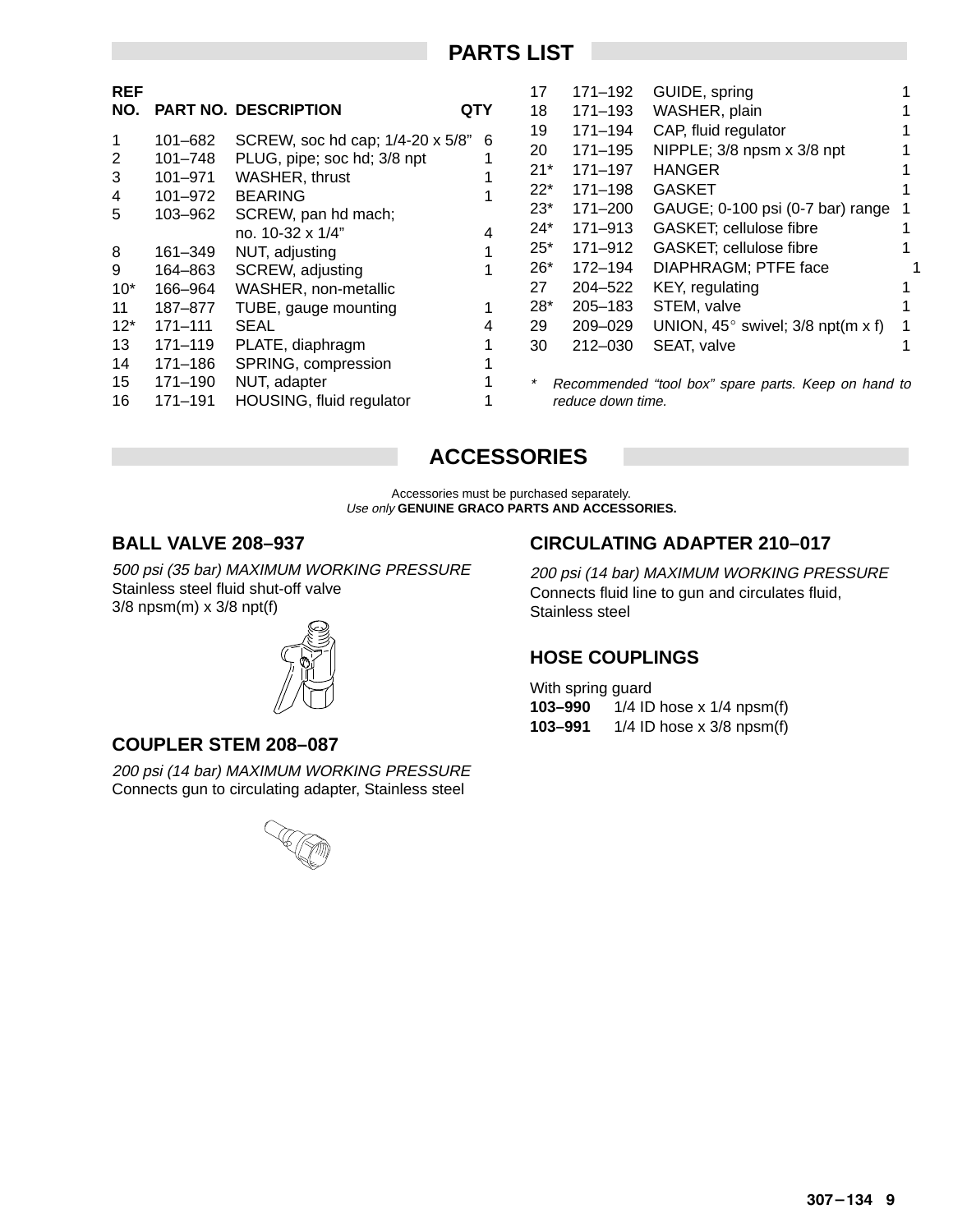## PARTS LIST

| REF NO. | PART NO. | DESCRIPTION | QTY |
|---|---|---|---|
| 1 | 101–682 | SCREW, soc hd cap; 1/4-20 x 5/8” | 6 |
| 2 | 101–748 | PLUG, pipe; soc hd; 3/8 npt | 1 |
| 3 | 101–971 | WASHER, thrust | 1 |
| 4 | 101–972 | BEARING | 1 |
| 5 | 103–962 | SCREW, pan hd mach; no. 10-32 x 1/4” | 4 |
| 8 | 161–349 | NUT, adjusting | 1 |
| 9 | 164–863 | SCREW, adjusting | 1 |
| 10* | 166–964 | WASHER, non-metallic | |
| 11 | 187–877 | TUBE, gauge mounting | 1 |
| 12* | 171–111 | SEAL | 4 |
| 13 | 171–119 | PLATE, diaphragm | 1 |
| 14 | 171–186 | SPRING, compression | 1 |
| 15 | 171–190 | NUT, adapter | 1 |
| 16 | 171–191 | HOUSING, fluid regulator | 1 |
| 17 | 171–192 | GUIDE, spring | 1 |
| 18 | 171–193 | WASHER, plain | 1 |
| 19 | 171–194 | CAP, fluid regulator | 1 |
| 20 | 171–195 | NIPPLE; 3/8 npsm x 3/8 npt | 1 |
| 21* | 171–197 | HANGER | 1 |
| 22* | 171–198 | GASKET | 1 |
| 23* | 171–200 | GAUGE; 0-100 psi (0-7 bar) range | 1 |
| 24* | 171–913 | GASKET; cellulose fibre | 1 |
| 25* | 171–912 | GASKET; cellulose fibre | 1 |
| 26* | 172–194 | DIAPHRAGM; PTFE face | 1 |
| 27 | 204–522 | KEY, regulating | 1 |
| 28* | 205–183 | STEM, valve | 1 |
| 29 | 209–029 | UNION, 45° swivel; 3/8 npt(m x f) | 1 |
| 30 | 212–030 | SEAT, valve | 1 |

*\* Recommended “tool box” spare parts. Keep on hand to reduce down time.*

## ACCESSORIES

Accessories must be purchased separately.
*Use only* **GENUINE GRACO PARTS AND ACCESSORIES.**

### BALL VALVE 208–937

*500 psi (35 bar) MAXIMUM WORKING PRESSURE*
Stainless steel fluid shut-off valve
3/8 npsm(m) x 3/8 npt(f)

### COUPLER STEM 208–087

*200 psi (14 bar) MAXIMUM WORKING PRESSURE*
Connects gun to circulating adapter, Stainless steel

### CIRCULATING ADAPTER 210–017

*200 psi (14 bar) MAXIMUM WORKING PRESSURE*
Connects fluid line to gun and circulates fluid, Stainless steel

### HOSE COUPLINGS

With spring guard
**103–990** 1/4 ID hose x 1/4 npsm(f)
**103–991** 1/4 ID hose x 3/8 npsm(f)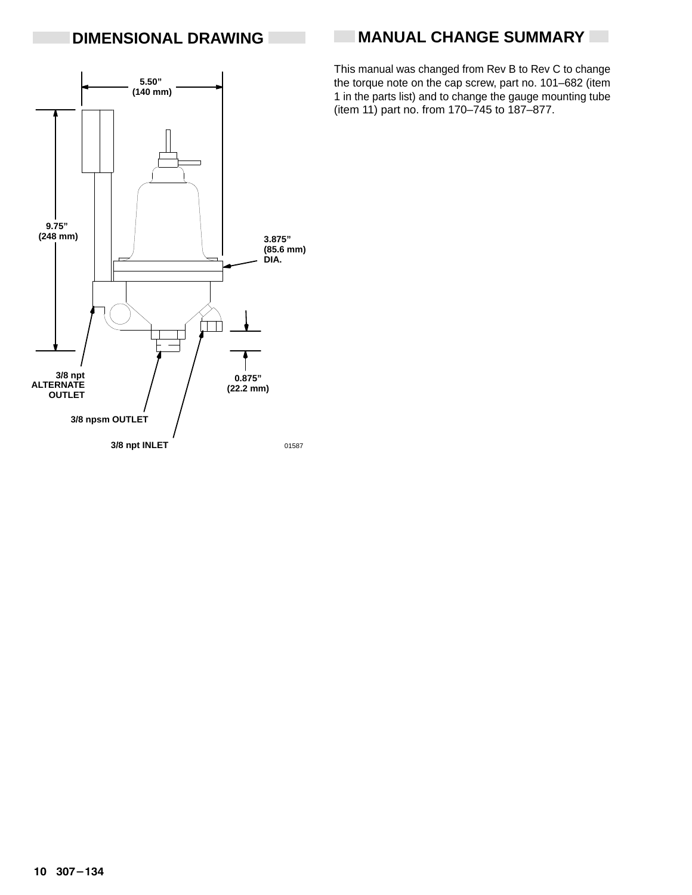## DIMENSIONAL DRAWING

5.50" (140 mm)

9.75" (248 mm)

3.875" (85.6 mm) DIA.

3/8 npt ALTERNATE OUTLET

0.875" (22.2 mm)

3/8 npsm OUTLET

3/8 npt INLET

01587

## MANUAL CHANGE SUMMARY

This manual was changed from Rev B to Rev C to change the torque note on the cap screw, part no. 101–682 (item 1 in the parts list) and to change the gauge mounting tube (item 11) part no. from 170–745 to 187–877.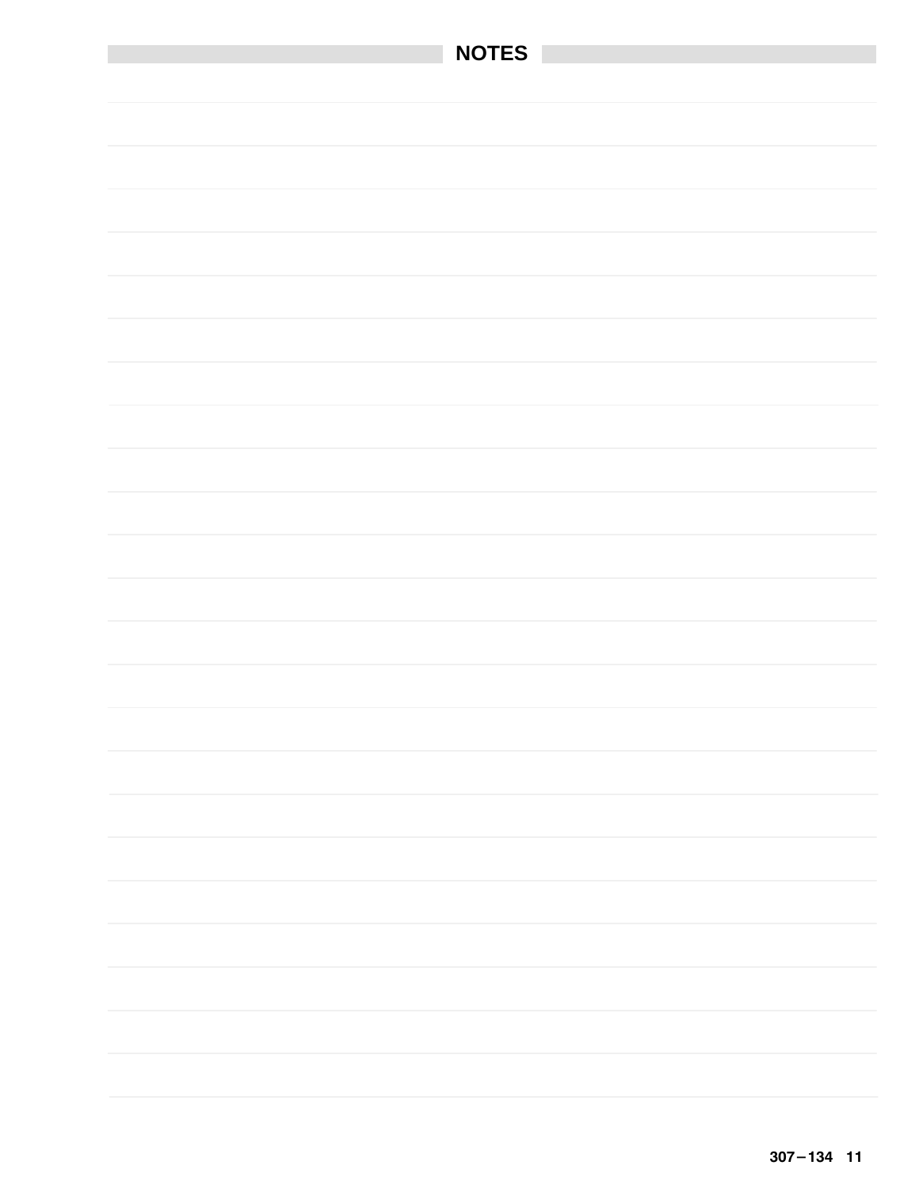## NOTES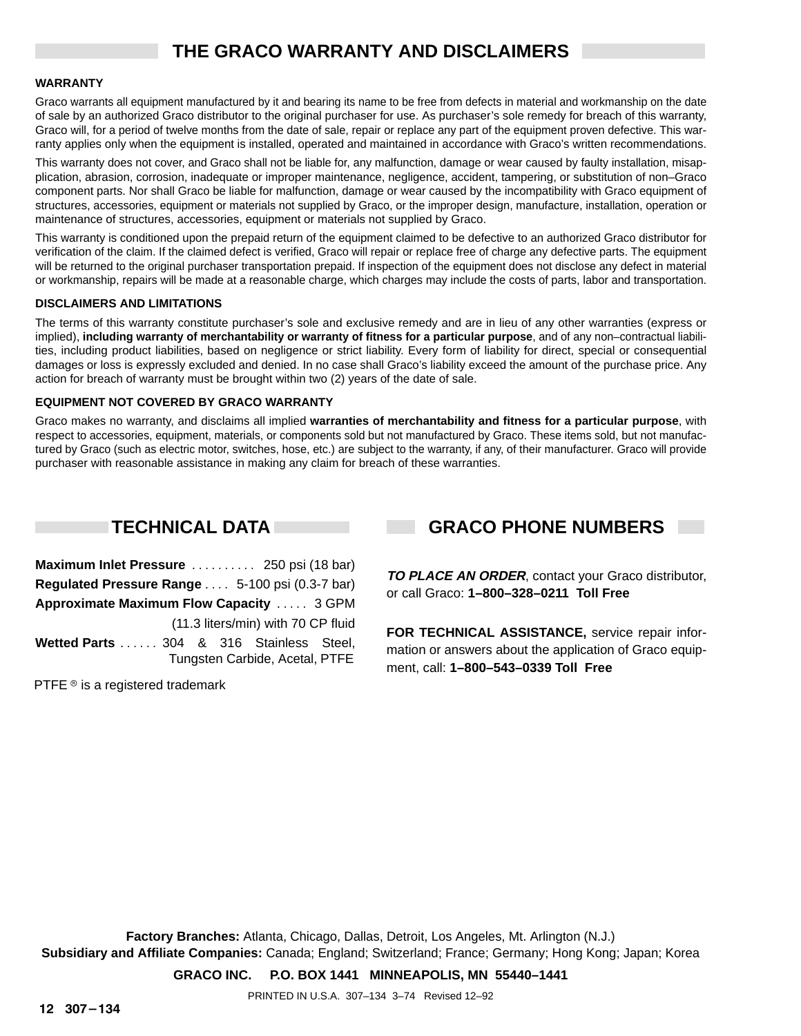# THE GRACO WARRANTY AND DISCLAIMERS

### WARRANTY

Graco warrants all equipment manufactured by it and bearing its name to be free from defects in material and workmanship on the date of sale by an authorized Graco distributor to the original purchaser for use. As purchaser's sole remedy for breach of this warranty, Graco will, for a period of twelve months from the date of sale, repair or replace any part of the equipment proven defective. This warranty applies only when the equipment is installed, operated and maintained in accordance with Graco's written recommendations.

This warranty does not cover, and Graco shall not be liable for, any malfunction, damage or wear caused by faulty installation, misapplication, abrasion, corrosion, inadequate or improper maintenance, negligence, accident, tampering, or substitution of non–Graco component parts. Nor shall Graco be liable for malfunction, damage or wear caused by the incompatibility with Graco equipment of structures, accessories, equipment or materials not supplied by Graco, or the improper design, manufacture, installation, operation or maintenance of structures, accessories, equipment or materials not supplied by Graco.

This warranty is conditioned upon the prepaid return of the equipment claimed to be defective to an authorized Graco distributor for verification of the claim. If the claimed defect is verified, Graco will repair or replace free of charge any defective parts. The equipment will be returned to the original purchaser transportation prepaid. If inspection of the equipment does not disclose any defect in material or workmanship, repairs will be made at a reasonable charge, which charges may include the costs of parts, labor and transportation.

### DISCLAIMERS AND LIMITATIONS

The terms of this warranty constitute purchaser's sole and exclusive remedy and are in lieu of any other warranties (express or implied), **including warranty of merchantability or warranty of fitness for a particular purpose**, and of any non–contractual liabilities, including product liabilities, based on negligence or strict liability. Every form of liability for direct, special or consequential damages or loss is expressly excluded and denied. In no case shall Graco's liability exceed the amount of the purchase price. Any action for breach of warranty must be brought within two (2) years of the date of sale.

### EQUIPMENT NOT COVERED BY GRACO WARRANTY

Graco makes no warranty, and disclaims all implied **warranties of merchantability and fitness for a particular purpose**, with respect to accessories, equipment, materials, or components sold but not manufactured by Graco. These items sold, but not manufactured by Graco (such as electric motor, switches, hose, etc.) are subject to the warranty, if any, of their manufacturer. Graco will provide purchaser with reasonable assistance in making any claim for breach of these warranties.

## TECHNICAL DATA

**Maximum Inlet Pressure** .......... 250 psi (18 bar)

**Regulated Pressure Range** .... 5-100 psi (0.3-7 bar)

**Approximate Maximum Flow Capacity** ..... 3 GPM (11.3 liters/min) with 70 CP fluid

**Wetted Parts** ...... 304 & 316 Stainless Steel, Tungsten Carbide, Acetal, PTFE

PTFE ® is a registered trademark

## GRACO PHONE NUMBERS

***TO PLACE AN ORDER***, contact your Graco distributor, or call Graco: **1–800–328–0211 Toll Free**

**FOR TECHNICAL ASSISTANCE,** service repair information or answers about the application of Graco equipment, call: **1–800–543–0339 Toll Free**

**Factory Branches:** Atlanta, Chicago, Dallas, Detroit, Los Angeles, Mt. Arlington (N.J.)
**Subsidiary and Affiliate Companies:** Canada; England; Switzerland; France; Germany; Hong Kong; Japan; Korea

**GRACO INC. P.O. BOX 1441 MINNEAPOLIS, MN 55440–1441**

PRINTED IN U.S.A. 307–134 3–74 Revised 12–92